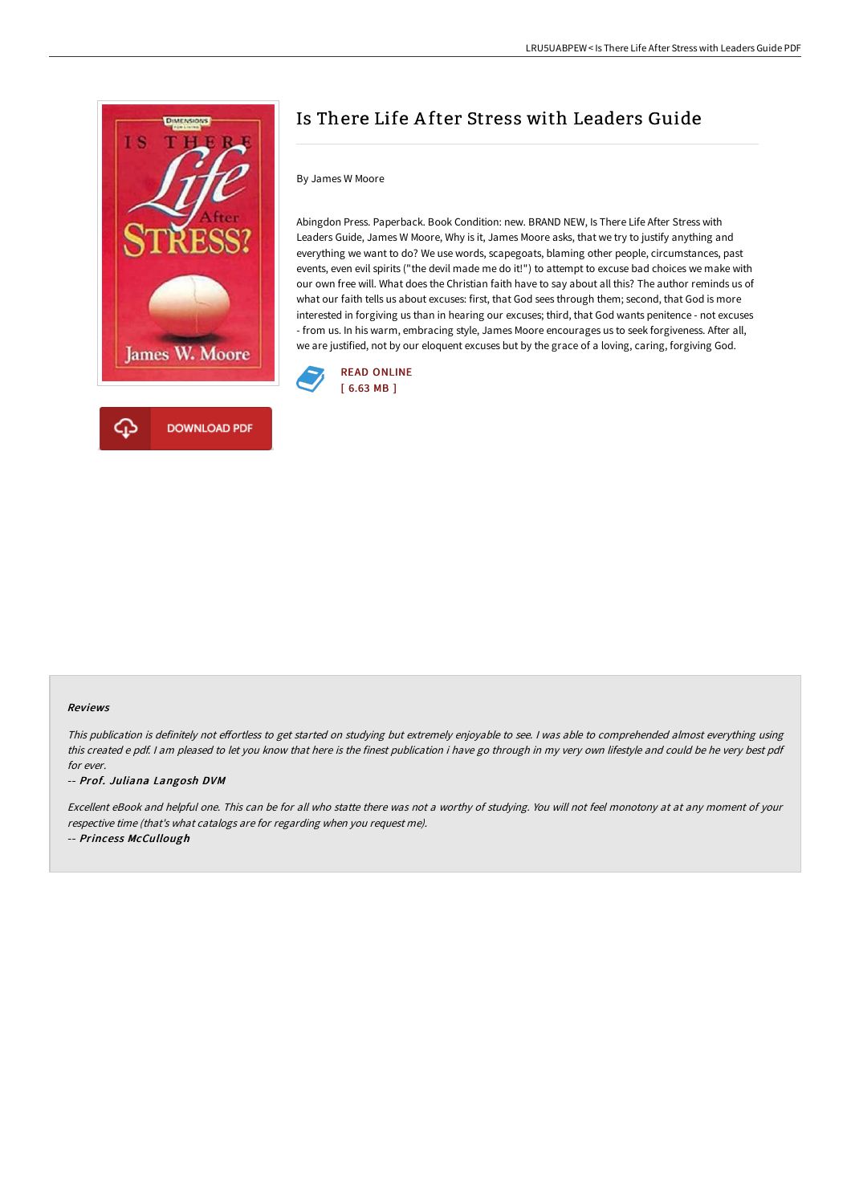# Is There Life After Stress with Leaders Guide

By James W Moore

Abingdon Press. Paperback. Book Condition: new. BRAND NEW, Is There Life After Stress with Leaders Guide, James W Moore, Why is it, James Moore asks, that we try to justify anything and everything we want to do? We use words, scapegoats, blaming other people, circumstances, past events, even evil spirits ("the devil made me do it!") to attempt to excuse bad choices we make with our own free will. What does the Christian faith have to say about all this? The author reminds us of what our faith tells us about excuses: first, that God sees through them; second, that God is more interested in forgiving us than in hearing our excuses; third, that God wants penitence - not excuses - from us. In his warm, embracing style, James Moore encourages us to seek forgiveness. After all, we are justified, not by our eloquent excuses but by the grace of a loving, caring, forgiving God.

READ ONLINE
[ 6.63 MB ]

DOWNLOAD PDF

### Reviews

*This publication is definitely not effortless to get started on studying but extremely enjoyable to see. I was able to comprehended almost everything using this created e pdf. I am pleased to let you know that here is the finest publication i have go through in my very own lifestyle and could be he very best pdf for ever.*

-- ***Prof. Juliana Langosh DVM***

*Excellent eBook and helpful one. This can be for all who statte there was not a worthy of studying. You will not feel monotony at at any moment of your respective time (that's what catalogs are for regarding when you request me).*

-- ***Princess McCullough***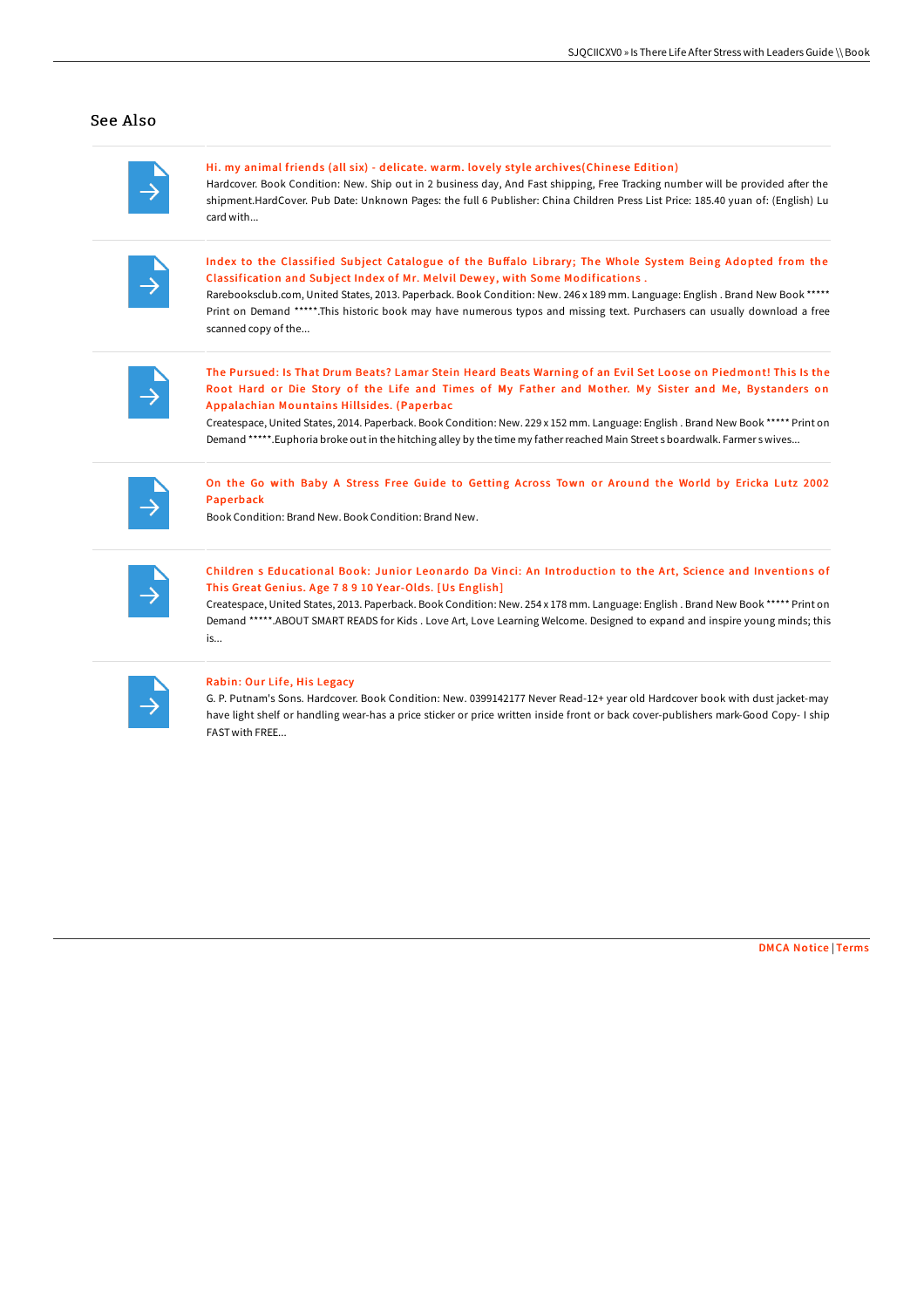## See Also

**Hi. my animal friends (all six) - delicate. warm. lovely style archives(Chinese Edition)**

Hardcover. Book Condition: New. Ship out in 2 business day, And Fast shipping, Free Tracking number will be provided after the shipment.HardCover. Pub Date: Unknown Pages: the full 6 Publisher: China Children Press List Price: 185.40 yuan of: (English) Lu card with...

**Index to the Classified Subject Catalogue of the Buffalo Library; The Whole System Being Adopted from the Classification and Subject Index of Mr. Melvil Dewey, with Some Modifications .**

Rarebooksclub.com, United States, 2013. Paperback. Book Condition: New. 246 x 189 mm. Language: English . Brand New Book ***** Print on Demand *****.This historic book may have numerous typos and missing text. Purchasers can usually download a free scanned copy of the...

**The Pursued: Is That Drum Beats? Lamar Stein Heard Beats Warning of an Evil Set Loose on Piedmont! This Is the Root Hard or Die Story of the Life and Times of My Father and Mother. My Sister and Me, Bystanders on Appalachian Mountains Hillsides. (Paperbac**

Createspace, United States, 2014. Paperback. Book Condition: New. 229 x 152 mm. Language: English . Brand New Book ***** Print on Demand *****.Euphoria broke out in the hitching alley by the time my father reached Main Street s boardwalk. Farmer s wives...

**On the Go with Baby A Stress Free Guide to Getting Across Town or Around the World by Ericka Lutz 2002 Paperback**

Book Condition: Brand New. Book Condition: Brand New.

**Children s Educational Book: Junior Leonardo Da Vinci: An Introduction to the Art, Science and Inventions of This Great Genius. Age 7 8 9 10 Year-Olds. [Us English]**

Createspace, United States, 2013. Paperback. Book Condition: New. 254 x 178 mm. Language: English . Brand New Book ***** Print on Demand *****.ABOUT SMART READS for Kids . Love Art, Love Learning Welcome. Designed to expand and inspire young minds; this is...

**Rabin: Our Life, His Legacy**

G. P. Putnam's Sons. Hardcover. Book Condition: New. 0399142177 Never Read-12+ year old Hardcover book with dust jacket-may have light shelf or handling wear-has a price sticker or price written inside front or back cover-publishers mark-Good Copy- I ship FAST with FREE...